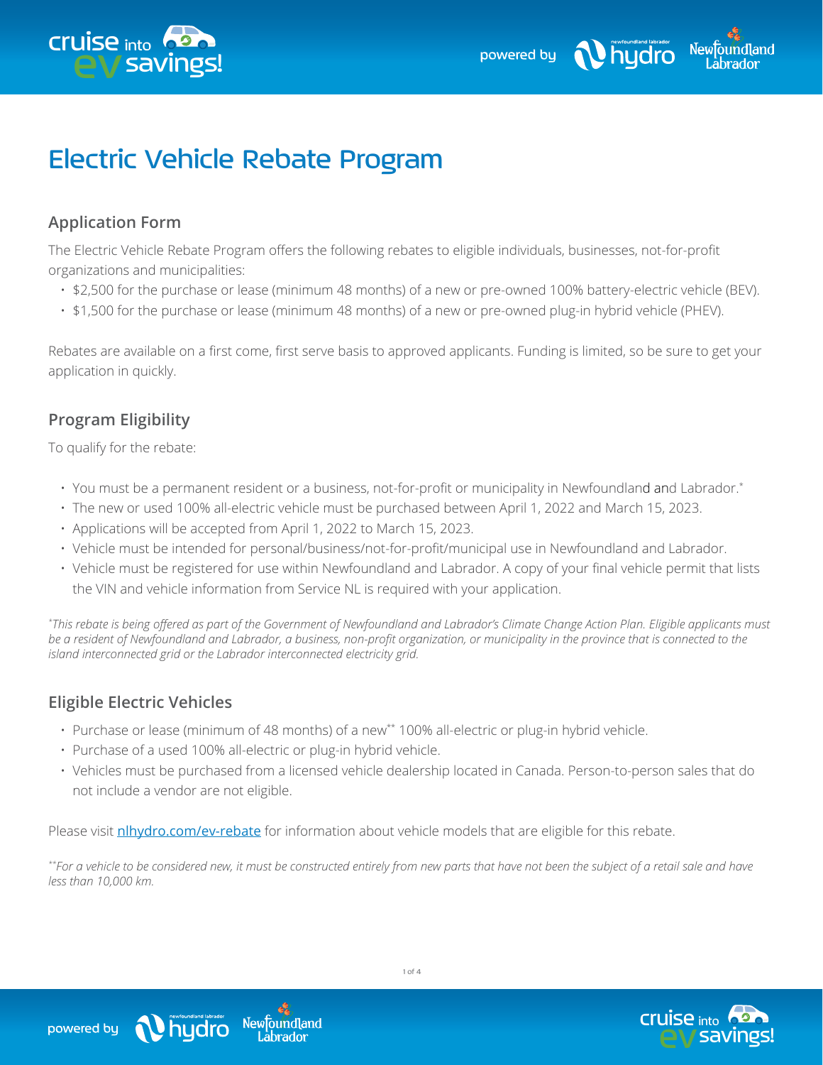# Electric Vehicle Rebate Program

## Application Form

The Electric Vehicle Rebate Program offers the following rebates to eligible individuals, businesses, not-for-profit organizations and municipalities:

- $2,500 for the purchase or lease (minimum 48 months) of a new or pre-owned 100% battery-electric vehicle (BEV).
- $1,500 for the purchase or lease (minimum 48 months) of a new or pre-owned plug-in hybrid vehicle (PHEV).

Rebates are available on a first come, first serve basis to approved applicants. Funding is limited, so be sure to get your application in quickly.

## Program Eligibility

To qualify for the rebate:

- You must be a permanent resident or a business, not-for-profit or municipality in Newfoundland and Labrador.*
- The new or used 100% all-electric vehicle must be purchased between April 1, 2022 and March 15, 2023.
- Applications will be accepted from April 1, 2022 to March 15, 2023.
- Vehicle must be intended for personal/business/not-for-profit/municipal use in Newfoundland and Labrador.
- Vehicle must be registered for use within Newfoundland and Labrador. A copy of your final vehicle permit that lists the VIN and vehicle information from Service NL is required with your application.

*\*This rebate is being offered as part of the Government of Newfoundland and Labrador's Climate Change Action Plan. Eligible applicants must be a resident of Newfoundland and Labrador, a business, non-profit organization, or municipality in the province that is connected to the island interconnected grid or the Labrador interconnected electricity grid.*

## Eligible Electric Vehicles

- Purchase or lease (minimum of 48 months) of a new** 100% all-electric or plug-in hybrid vehicle.
- Purchase of a used 100% all-electric or plug-in hybrid vehicle.
- Vehicles must be purchased from a licensed vehicle dealership located in Canada. Person-to-person sales that do not include a vendor are not eligible.

Please visit nlhydro.com/ev-rebate for information about vehicle models that are eligible for this rebate.

*\*\*For a vehicle to be considered new, it must be constructed entirely from new parts that have not been the subject of a retail sale and have less than 10,000 km.*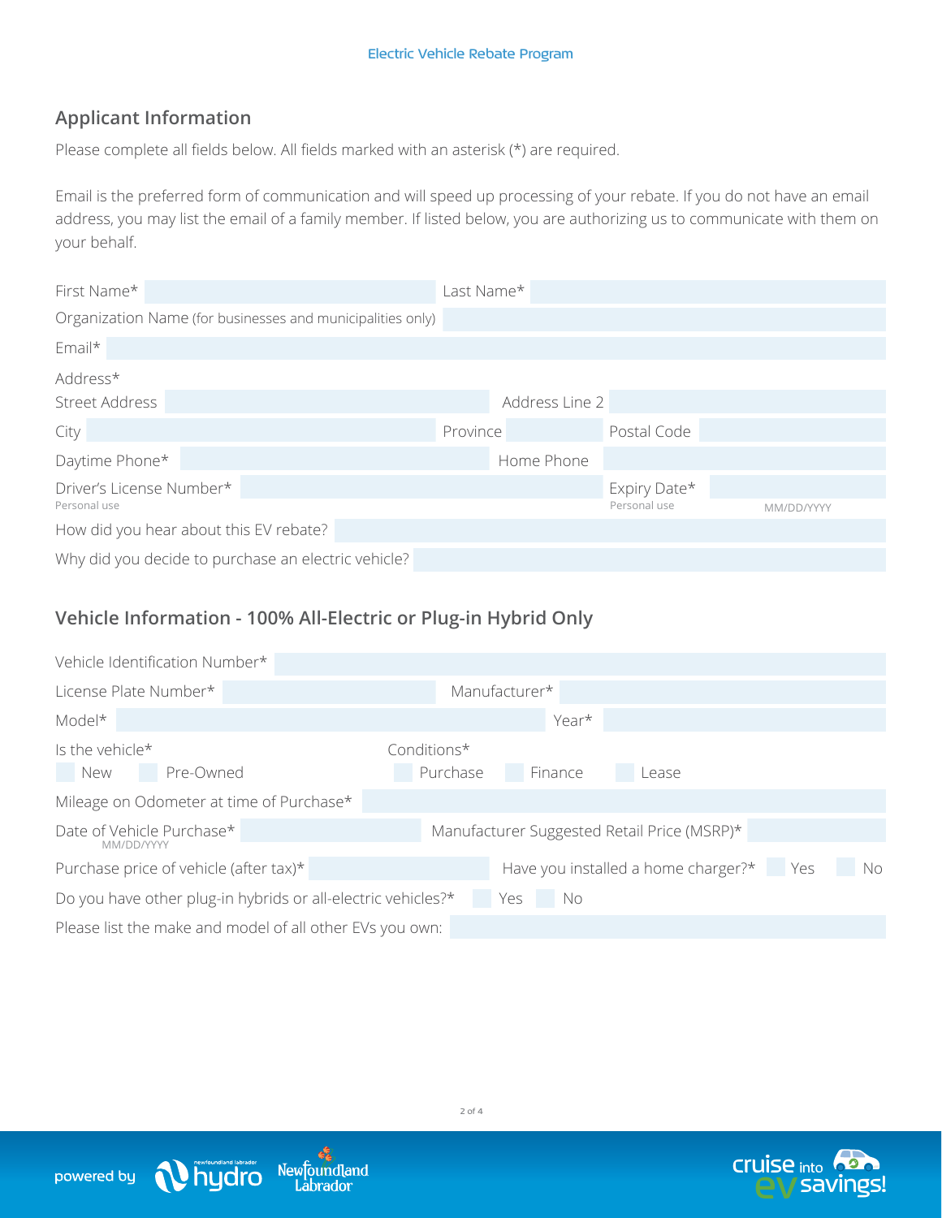Electric Vehicle Rebate Program

## Applicant Information

Please complete all fields below. All fields marked with an asterisk (*) are required.

Email is the preferred form of communication and will speed up processing of your rebate. If you do not have an email address, you may list the email of a family member. If listed below, you are authorizing us to communicate with them on your behalf.

First Name* | Last Name*

Organization Name (for businesses and municipalities only)

Email*

Address*

Street Address | Address Line 2

City | Province | Postal Code

Daytime Phone* | Home Phone

Driver's License Number* (Personal use) | Expiry Date* (Personal use) MM/DD/YYYY

How did you hear about this EV rebate?

Why did you decide to purchase an electric vehicle?

## Vehicle Information - 100% All-Electric or Plug-in Hybrid Only

Vehicle Identification Number*

License Plate Number* | Manufacturer*

Model* | Year*

Is the vehicle*: ☐ New ☐ Pre-Owned

Conditions*: ☐ Purchase ☐ Finance ☐ Lease

Mileage on Odometer at time of Purchase*

Date of Vehicle Purchase* (MM/DD/YYYY) | Manufacturer Suggested Retail Price (MSRP)*

Purchase price of vehicle (after tax)*

Have you installed a home charger?* ☐ Yes ☐ No

Do you have other plug-in hybrids or all-electric vehicles?* ☐ Yes ☐ No

Please list the make and model of all other EVs you own:

powered by newfoundland labrador hydro | Newfoundland Labrador

cruise into ev savings!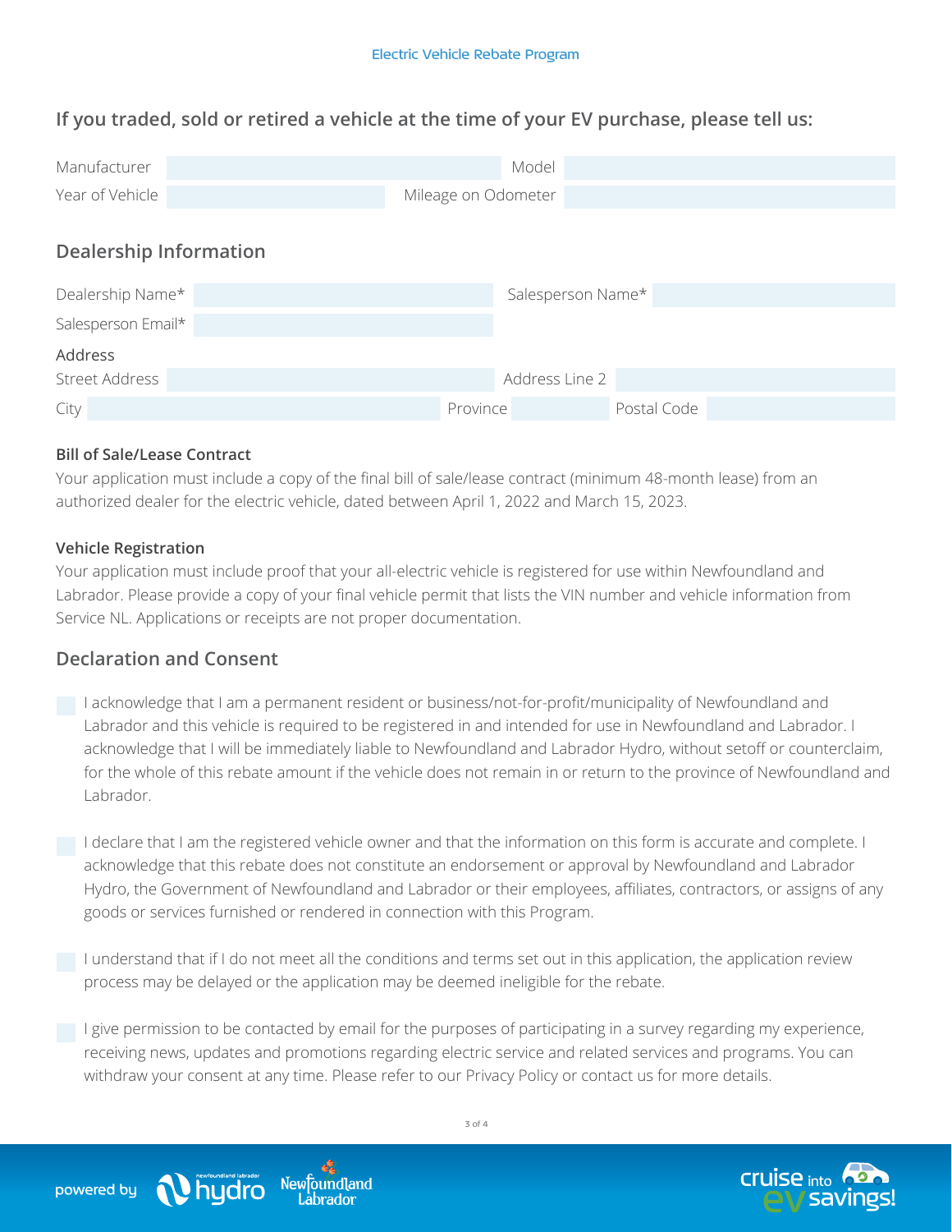## If you traded, sold or retired a vehicle at the time of your EV purchase, please tell us:

| | | | |
|---|---|---|---|
| Manufacturer | | Model | |
| Year of Vehicle | | Mileage on Odometer | |

## Dealership Information

| | | | |
|---|---|---|---|
| Dealership Name* | | Salesperson Name* | |
| Salesperson Email* | | | |

Address

| | | | | | |
|---|---|---|---|---|---|
| Street Address | | Address Line 2 | | | |
| City | | Province | | Postal Code | |

### Bill of Sale/Lease Contract

Your application must include a copy of the final bill of sale/lease contract (minimum 48-month lease) from an authorized dealer for the electric vehicle, dated between April 1, 2022 and March 15, 2023.

### Vehicle Registration

Your application must include proof that your all-electric vehicle is registered for use within Newfoundland and Labrador. Please provide a copy of your final vehicle permit that lists the VIN number and vehicle information from Service NL. Applications or receipts are not proper documentation.

## Declaration and Consent

- [ ] I acknowledge that I am a permanent resident or business/not-for-profit/municipality of Newfoundland and Labrador and this vehicle is required to be registered in and intended for use in Newfoundland and Labrador. I acknowledge that I will be immediately liable to Newfoundland and Labrador Hydro, without setoff or counterclaim, for the whole of this rebate amount if the vehicle does not remain in or return to the province of Newfoundland and Labrador.

- [ ] I declare that I am the registered vehicle owner and that the information on this form is accurate and complete. I acknowledge that this rebate does not constitute an endorsement or approval by Newfoundland and Labrador Hydro, the Government of Newfoundland and Labrador or their employees, affiliates, contractors, or assigns of any goods or services furnished or rendered in connection with this Program.

- [ ] I understand that if I do not meet all the conditions and terms set out in this application, the application review process may be delayed or the application may be deemed ineligible for the rebate.

- [ ] I give permission to be contacted by email for the purposes of participating in a survey regarding my experience, receiving news, updates and promotions regarding electric service and related services and programs. You can withdraw your consent at any time. Please refer to our Privacy Policy or contact us for more details.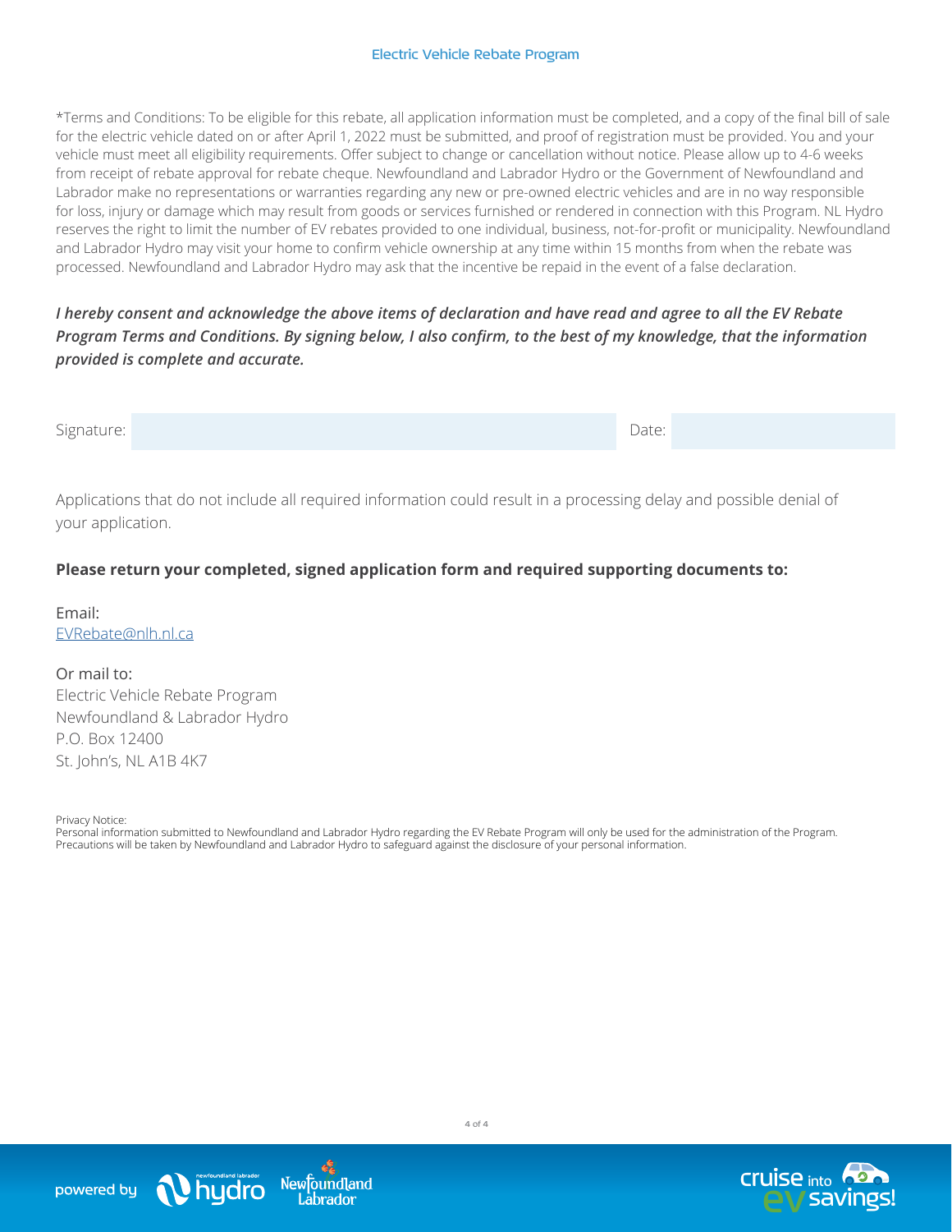*Terms and Conditions: To be eligible for this rebate, all application information must be completed, and a copy of the final bill of sale for the electric vehicle dated on or after April 1, 2022 must be submitted, and proof of registration must be provided. You and your vehicle must meet all eligibility requirements. Offer subject to change or cancellation without notice. Please allow up to 4-6 weeks from receipt of rebate approval for rebate cheque. Newfoundland and Labrador Hydro or the Government of Newfoundland and Labrador make no representations or warranties regarding any new or pre-owned electric vehicles and are in no way responsible for loss, injury or damage which may result from goods or services furnished or rendered in connection with this Program. NL Hydro reserves the right to limit the number of EV rebates provided to one individual, business, not-for-profit or municipality. Newfoundland and Labrador Hydro may visit your home to confirm vehicle ownership at any time within 15 months from when the rebate was processed. Newfoundland and Labrador Hydro may ask that the incentive be repaid in the event of a false declaration.

***I hereby consent and acknowledge the above items of declaration and have read and agree to all the EV Rebate Program Terms and Conditions. By signing below, I also confirm, to the best of my knowledge, that the information provided is complete and accurate.***

Signature: ____________________ Date: ____________

Applications that do not include all required information could result in a processing delay and possible denial of your application.

**Please return your completed, signed application form and required supporting documents to:**

Email:
EVRebate@nlh.nl.ca

Or mail to:
Electric Vehicle Rebate Program
Newfoundland & Labrador Hydro
P.O. Box 12400
St. John's, NL A1B 4K7

Privacy Notice:
Personal information submitted to Newfoundland and Labrador Hydro regarding the EV Rebate Program will only be used for the administration of the Program. Precautions will be taken by Newfoundland and Labrador Hydro to safeguard against the disclosure of your personal information.

powered by hydro Newfoundland Labrador

cruise into ev savings!